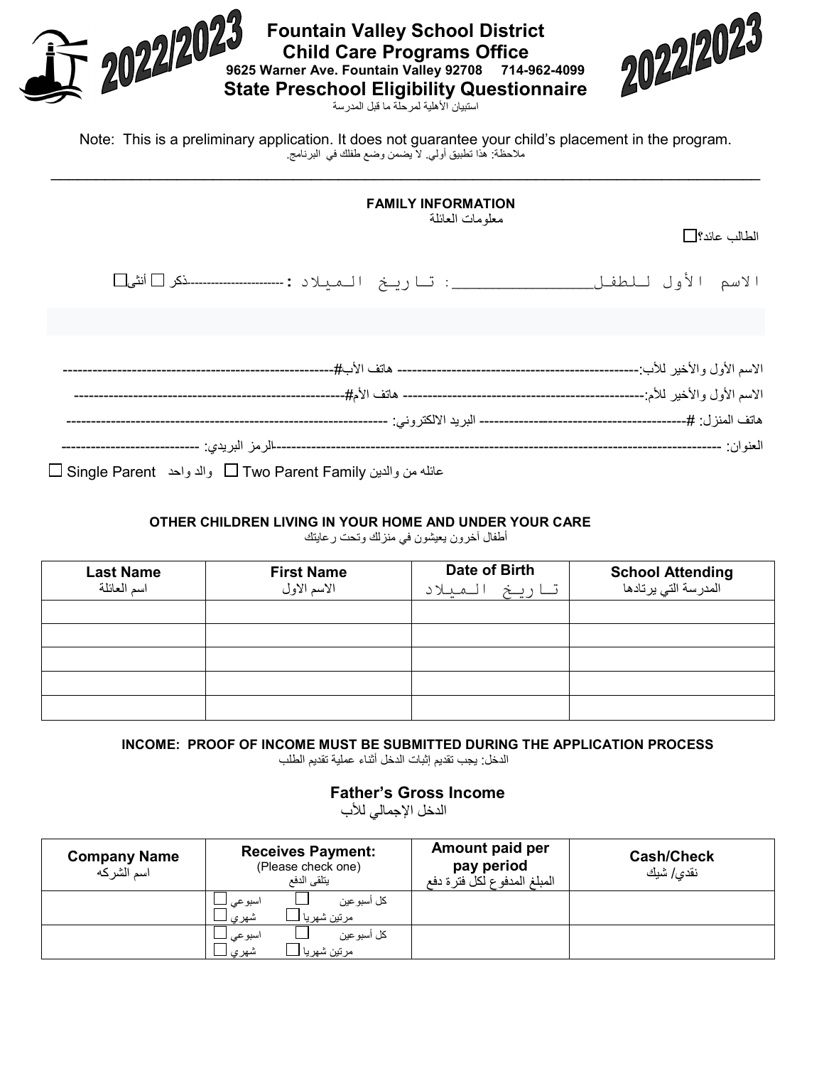# 2022/2023

## Fountain Valley School District
## Child Care Programs Office

**9625 Warner Ave. Fountain Valley 92708 714-962-4099**

## State Preschool Eligibility Questionnaire

استبيان الأهلية لمرحلة ما قبل المدرسة

Note: This is a preliminary application. It does not guarantee your child's placement in the program.

ملاحظة: هذا تطبيق أولي. لا يضمن وضع طفلك في البرنامج.

---

### FAMILY INFORMATION

معلومات العائلة

الطالب عائد؟☐

الاسم الأول للطفل________________: تاريخ الميلاد :-----------------------ذكر ☐ أنثى☐

الاسم الأول والأخير للأب:------------------------------------------------- هاتف الأب#-------------------------------------------------------

الاسم الأول والأخير للأم:------------------------------------------------- هاتف الأم#-------------------------------------------------------

هاتف المنزل: #--------------------------------------------- البريد الالكتروني: ------------------------------------------------------------------

العنوان: ----------------------------------------------------------------------------------------الرمز البريدي: ----------------------------

☐ Single Parent والد واحد ☐ Two Parent Family عائله من والدين

### OTHER CHILDREN LIVING IN YOUR HOME AND UNDER YOUR CARE

أطفال آخرون يعيشون في منزلك وتحت رعايتك

| Last Name<br>اسم العائلة | First Name<br>الاسم الاول | Date of Birth<br>تاريخ الميلاد | School Attending<br>المدرسة التي يرتادها |
|---|---|---|---|
| | | | |
| | | | |
| | | | |
| | | | |
| | | | |

### INCOME: PROOF OF INCOME MUST BE SUBMITTED DURING THE APPLICATION PROCESS

الدخل: يجب تقديم إثبات الدخل أثناء عملية تقديم الطلب

### Father's Gross Income

الدخل الإجمالي للأب

| Company Name<br>اسم الشركه | Receives Payment:<br>(Please check one)<br>يتلقى الدفع | Amount paid per pay period<br>المبلغ المدفوع لكل فترة دفع | Cash/Check<br>نقدي/ شيك |
|---|---|---|---|
| | ☐ اسبوعي ☐ كل أسبوعين<br>☐ شهري ☐ مرتين شهريا | | |
| | ☐ اسبوعي ☐ كل أسبوعين<br>☐ شهري ☐ مرتين شهريا | | |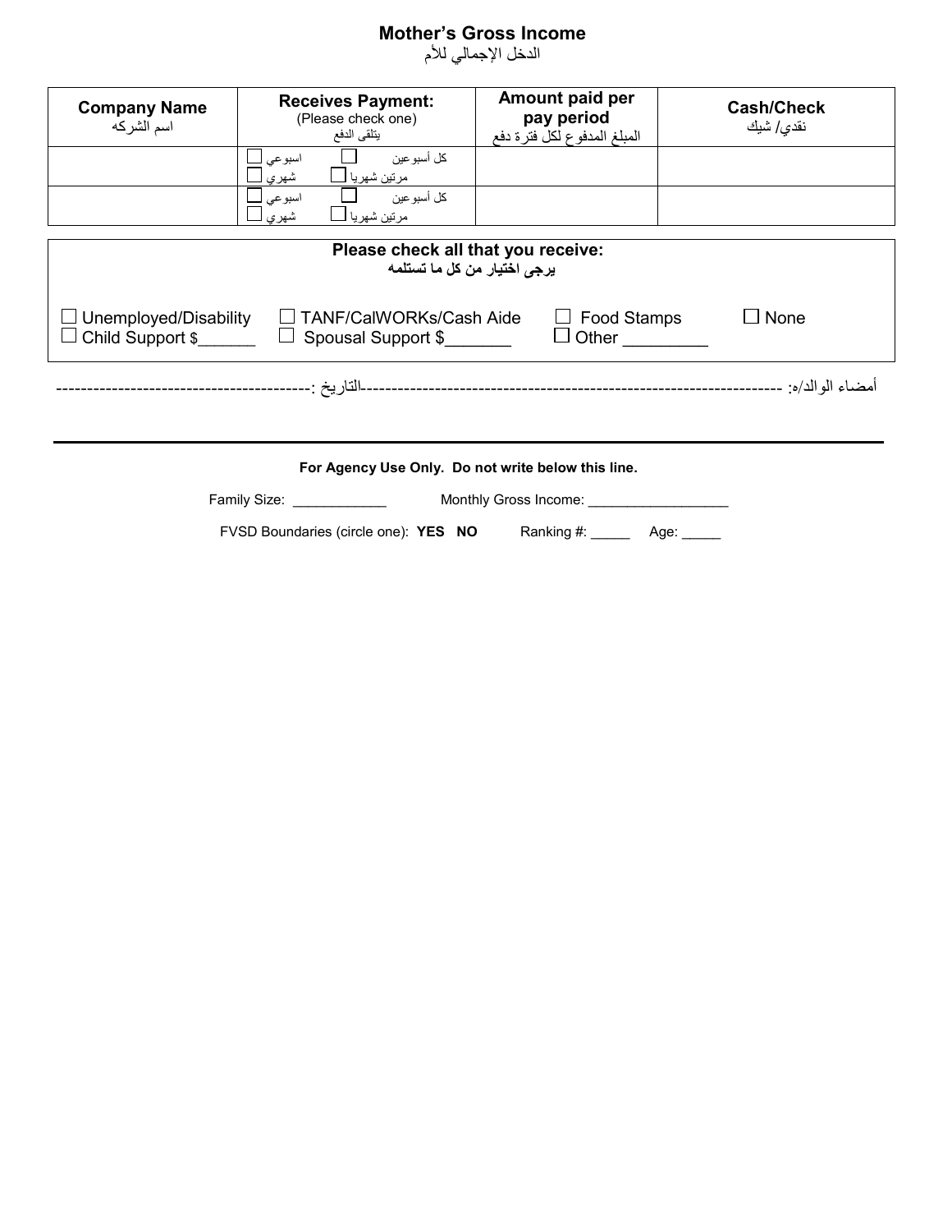## Mother's Gross Income
الدخل الإجمالي للأم

| **Company Name** اسم الشركه | **Receives Payment:** (Please check one) يتلقى الدفع | **Amount paid per pay period** المبلغ المدفوع لكل فترة دفع | **Cash/Check** نقدي/ شيك |
|---|---|---|---|
| | ☐ اسبوعي ☐ كل أسبوعين ☐ شهري ☐ مرتين شهريا | | |
| | ☐ اسبوعي ☐ كل أسبوعين ☐ شهري ☐ مرتين شهريا | | |

**Please check all that you receive:**
**يرجى اختيار من كل ما تستلمه**

☐ Unemployed/Disability ☐ TANF/CalWORKs/Cash Aide ☐ Food Stamps ☐ None
☐ Child Support $______ ☐ Spousal Support $_______ ☐ Other _________

أمضاء الوالد/ه: ---------------------------------------------------------------------التاريخ :-----------------------------------------

---

**For Agency Use Only. Do not write below this line.**

Family Size: ____________ Monthly Gross Income: __________________

FVSD Boundaries (circle one): **YES NO** Ranking #: _____ Age: _____